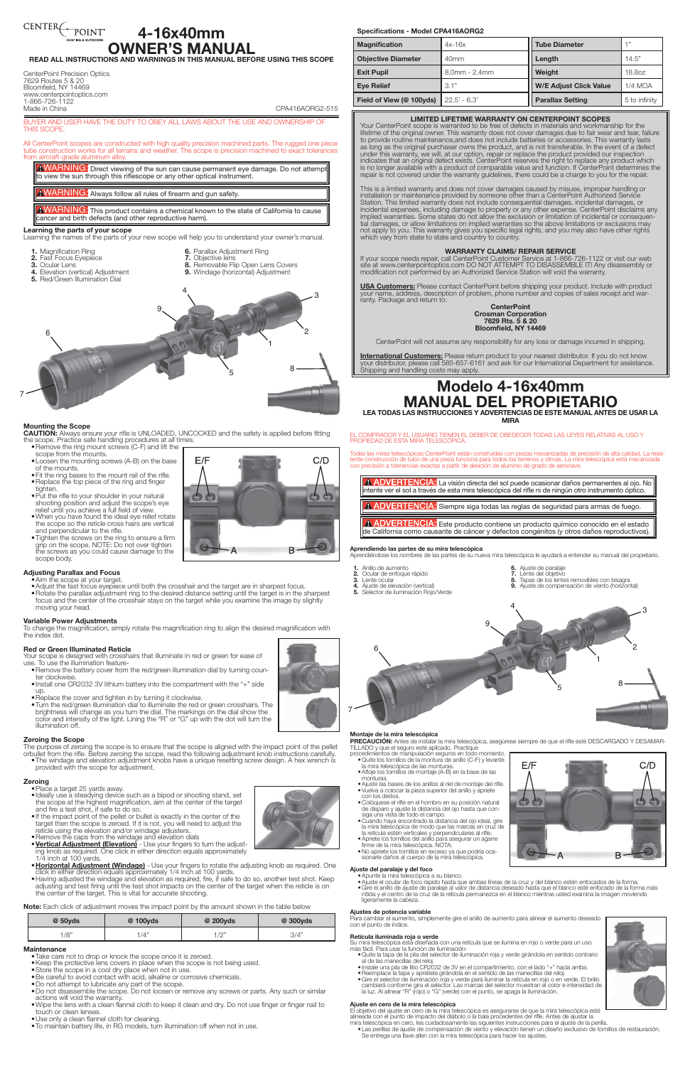# 4-16x40mm OWNER'S MANUAL

**READ ALL INSTRUCTIONS AND WARNINGS IN THIS MANUAL BEFORE USING THIS SCOPE**

CenterPoint Precision Optics
7629 Routes 5 & 20
Bloomfield, NY 14469
www.centerpointoptics.com
1-866-726-1122
Made in China

CPA416AORG2-515

BUYER AND USER HAVE THE DUTY TO OBEY ALL LAWS ABOUT THE USE AND OWNERSHIP OF THIS SCOPE.

All CenterPoint scopes are constructed with high quality precision machined parts. The rugged one piece tube construction works for all terrains and weather. The scope is precision machined to exact tolerances from aircraft-grade aluminum alloy.

**WARNING:** Direct viewing of the sun can cause permanent eye damage. Do not attempt to view the sun through this riflescope or any other optical instrument.

**WARNING:** Always follow all rules of firearm and gun safety.

**WARNING:** This product contains a chemical known to the state of California to cause cancer and birth defects (and other reproductive harm).

### Learning the parts of your scope

Learning the names of the parts of your new scope will help you to understand your owner's manual.

1. Magnification Ring
2. Fast Focus Eyepiece
3. Ocular Lens
4. Elevation (vertical) Adjustment
5. Red/Green Illumination Dial
6. Parallax Adjustment Ring
7. Objective lens
8. Removable Flip Open Lens Covers
9. Windage (horizontal) Adjustment

### Mounting the Scope

**CAUTION:** Always ensure your rifle is UNLOADED, UNCOCKED and the safety is applied before fitting the scope. Practice safe handling procedures at all times.

- Remove the ring mount screws (C-F) and lift the scope from the mounts.
- Loosen the mounting screws (A-B) on the base of the mounts.
- Fit the ring bases to the mount rail of the rifle.
- Replace the top piece of the ring and finger tighten.
- Put the rifle to your shoulder in your natural shooting position and adjust the scope's eye relief until you achieve a full field of view.
- When you have found the ideal eye relief rotate the scope so the reticle cross hairs are vertical and perpendicular to the rifle.
- Tighten the screws on the ring to ensure a firm grip on the scope. NOTE: Do not over tighten the screws as you could cause damage to the scope body.

### Adjusting Parallax and Focus

- Aim the scope at your target.
- Adjust the fast focus eyepiece until both the crosshair and the target are in sharpest focus.
- Rotate the parallax adjustment ring to the desired distance setting until the target is in the sharpest focus and the center of the crosshair stays on the target while you examine the image by slightly moving your head.

### Variable Power Adjustments

To change the magnification, simply rotate the magnification ring to align the desired magnification with the index dot.

### Red or Green Illuminated Reticle

Your scope is designed with crosshairs that illuminate in red or green for ease of use. To use the illumination feature-

- Remove the battery cover from the red/green illumination dial by turning counter clockwise.
- Install one CR2032 3V lithium battery into the compartment with the "+" side up.
- Replace the cover and tighten in by turning it clockwise.
- Turn the red/green illumination dial to illuminate the red or green crosshairs. The brightness will change as you turn the dial. The markings on the dial show the color and intensity of the light. Lining the "R" or "G" up with the dot will turn the illumination off.

### Zeroing the Scope

The purpose of zeroing the scope is to ensure that the scope is aligned with the impact point of the pellet or bullet from the rifle. Before zeroing the scope, read the following adjustment knob instructions carefully.

- The windage and elevation adjustment knobs have a unique resetting screw design. A hex wrench is provided with the scope for adjustment.

### Zeroing

- Place a target 25 yards away.
- Ideally use a steadying device such as a bipod or shooting stand, set the scope at the highest magnification, aim at the center of the target and fire a test shot, if safe to do so.
- If the impact point of the pellet or bullet is exactly in the center of the target then the scope is zeroed. If it is not, you will need to adjust the reticle using the elevation and/or windage adjustments.
- Remove the caps from the windage and elevation dials
- **Vertical Adjustment (Elevation)** - Use your fingers to turn the adjusting knob as required. One click in either direction equals approximately 1/4 inch at 100 yards.
- **Horizontal Adjustment (Windage)** - Use your fingers to rotate the adjusting knob as required. One click in either direction equals approximately 1/4 inch at 100 yards.
- Having adjusted the windage and elevation as required, fire, if safe to do so, another test shot. Keep adjusting and test firing until the test shot impacts on the center of the target when the reticle is on the center of the target. This is vital for accurate shooting.

**Note:** Each click of adjustment moves the impact point by the amount shown in the table below

| @ 50yds | @ 100yds | @ 200yds | @ 300yds |
|---|---|---|---|
| 1/8" | 1/4" | 1/2" | 3/4" |

### Maintenance

- Take care not to drop or knock the scope once it is zeroed.
- Keep the protective lens covers in place when the scope is not being used.
- Store the scope in a cool dry place when not in use.
- Be careful to avoid contact with acid, alkaline or corrosive chemicals.
- Do not attempt to lubricate any part of the scope.
- Do not disassemble the scope. Do not loosen or remove any screws or parts. Any such or similar actions will void the warranty.
- Wipe the lens with a clean flannel cloth to keep it clean and dry. Do not use finger or finger nail to touch or clean lenses.
- Use only a clean flannel cloth for cleaning.
- To maintain battery life, in RG models, turn illumination off when not in use.

### Specifications - Model CPA416AORG2

| | | | |
|---|---|---|---|
| Magnification | 4x-16x | Tube Diameter | 1" |
| Objective Diameter | 40mm | Length | 14.5" |
| Exit Pupil | 8.0mm - 2.4mm | Weight | 18.8oz |
| Eye Relief | 3.1" | W/E Adjust Click Value | 1/4 MOA |
| Field of View (@ 100yds) | 22.5' - 6.3' | Parallax Setting | 5 to infinity |

### LIMITED LIFETIME WARRANTY ON CENTERPOINT SCOPES

Your CenterPoint scope is warranted to be free of defects in materials and workmanship for the lifetime of the original owner. This warranty does not cover damages due to fair wear and tear, failure to provide routine maintenance,and does not include batteries or accessories. This warranty lasts as long as the original purchaser owns the product, and is not transferable. In the event of a defect under this warranty, we will, at our option, repair or replace the product provided our inspection indicates that an original defect exists. CenterPoint reserves the right to replace any product which is no longer available with a product of comparable value and function. If CenterPoint determines the repair is not covered under the warranty guidelines, there could be a charge to you for the repair.

This is a limited warranty and does not cover damages caused by misuse, improper handling or installation or maintenance provided by someone other than a CenterPoint Authorized Service Station. This limited warranty does not include consequential damages, incidental damages, or incidental expenses, including damage to property or any other expense. CenterPoint disclaims any implied warranties. Some states do not allow the exclusion or limitation of incidental or consequential damages, or allow limitations on implied warranties so the above limitations or exclusions may not apply to you. This warranty gives you specific legal rights, and you may also have other rights which vary from state to state and country to country.

### WARRANTY CLAIMS/ REPAIR SERVICE

If your scope needs repair, call CenterPoint Customer Service at 1-866-726-1122 or visit our web site at www.centerpointoptics.com DO NOT ATTEMPT TO DISASSEMBLE IT! Any disassembly or modification not performed by an Authorized Service Station will void the warranty.

**USA Customers:** Please contact CenterPoint before shipping your product. Include with product your name, address, description of problem, phone number and copies of sales receipt and warranty. Package and return to:

**CenterPoint**
**Crosman Corporation**
**7629 Rts. 5 & 20**
**Bloomfield, NY 14469**

CenterPoint will not assume any responsibility for any loss or damage incurred in shipping.

**International Customers:** Please return product to your nearest distributor. If you do not know your distributor, please call 585-657-6161 and ask for our International Department for assistance. Shipping and handling costs may apply.

# Modelo 4-16x40mm MANUAL DEL PROPIETARIO

**LEA TODAS LAS INSTRUCCIONES Y ADVERTENCIAS DE ESTE MANUAL ANTES DE USAR LA MIRA**

EL COMPRADOR Y EL USUARIO TIENEN EL DEBER DE OBEDECER TODAS LAS LEYES RELATIVAS AL USO Y PROPIEDAD DE ESTA MIRA TELESCÓPICA.

Todas las miras telescópicas CenterPoint están construidas con piezas mecanizadas de precisión de alta calidad. La resistente construcción de tubo de una pieza funciona para todos los terrenos y climas. La mira telescópica está mecanizada con precisión a tolerancias exactas a partir de aleación de aluminio de grado de aeronave.

**ADVERTENCIA:** La visión directa del sol puede ocasionar daños permanentes al ojo. No intente ver el sol a través de esta mira telescópica del rifle ni de ningún otro instrumento óptico.

**ADVERTENCIA:** Siempre siga todas las reglas de seguridad para armas de fuego.

**ADVERTENCIA:** Este producto contiene un producto químico conocido en el estado de California como causante de cáncer y defectos congénitos (y otros daños reproductivos).

### Aprendiendo las partes de su mira telescópica

Aprendiéndose los nombres de las partes de su nueva mira telescópica le ayudará a entender su manual del propietario.

1. Anillo de aumento
2. Ocular de enfoque rápido
3. Lente ocular
4. Ajuste de elevación (vertical)
5. Selector de iluminación Rojo/Verde
6. Ajuste de paralaje
7. Lente del objetivo
8. Tapas de los lentes removibles con bisagra
9. Ajuste de compensación de viento (horizontal)

### Montaje de la mira telescópica

**PRECAUCIÓN:** Antes de instalar la mira telescópica, asegúrese siempre de que el rifle esté DESCARGADO Y DESAMARTILLADO y que el seguro esté aplicado. Practique procedimientos de manipulación seguros en todo momento.

- Quite los tornillos de la montura de anillo (C-F) y levante la mira telescópica de las monturas.
- Afloje los tornillos de montaje (A-B) en la base de las monturas.
- Ajuste las bases de los anillos al riel de montaje del rifle.
- Vuelva a colocar la pieza superior del anillo y apriete con los dedos.
- Colóquese el rifle en el hombro en su posición natural de disparo y ajuste la distancia del ojo hasta que consiga una vista de todo el campo.
- Cuando haya encontrado la distancia del ojo ideal, gire la mira telescópica de modo que las marcas en cruz de la retícula estén verticales y perpendiculares al rifle.
- Apriete los tornillos del anillo para asegurar un agarre firme de la mira telescópica. NOTA:
- No apriete los tornillos en exceso ya que podría ocasionarle daños al cuerpo de la mira telescópica.

### Ajuste del paralaje y del foco

- Apunte la mira telescópica a su blanco.
- Ajuste el ocular de foco rápido hasta que ambas líneas de la cruz y del blanco estén enfocadas de la forma.
- Gire el anillo de ajuste de paralaje al valor de distancia deseado hasta que el blanco esté enfocado de la forma más nítida y el centro de la cruz de la retícula permanezca en el blanco mientras usted examina la imagen moviendo ligeramente la cabeza.

### Ajustes de potencia variable

Para cambiar el aumento, simplemente gire el anillo de aumento para alinear el aumento deseado con el punto de índice.

### Retícula iluminada roja o verde

Su mira telescópica está diseñada con una retícula que se ilumina en rojo o verde para un uso más fácil. Para usar la función de iluminación-

- Quite la tapa de la pila del selector de iluminación roja y verde girándola en sentido contrario al de las manecillas del reloj.
- Instale una pila de litio CR2032 de 3V en el compartimiento, con el lado "+" hacia arriba.
- Reemplace la tapa y apriétela girándola en el sentido de las manecillas del reloj.
- Gire el selector de iluminación roja y verde para iluminar la retícula en rojo o en verde. El brillo cambiará conforme gira el selector. Las marcas del selector muestran el color e intensidad de la luz. Al alinear "R" (rojo) o "G" (verde) con el punto, se apaga la iluminación.

### Ajuste en cero de la mira telescópica

El objetivo del ajuste en cero de la mira telescópica es asegurarse de que la mira telescópica esté alineada con el punto de impacto del diábolo o la bala procedentes del rifle. Antes de ajustar la mira telescópica en cero, lea cuidadosamente las siguientes instrucciones para el ajuste de la perilla.

- Las perillas de ajuste de compensación de viento y elevación tienen un diseño exclusivo de tornillos de reposición. Se entrega una llave allen con la mira telescópica para hacer los ajustes.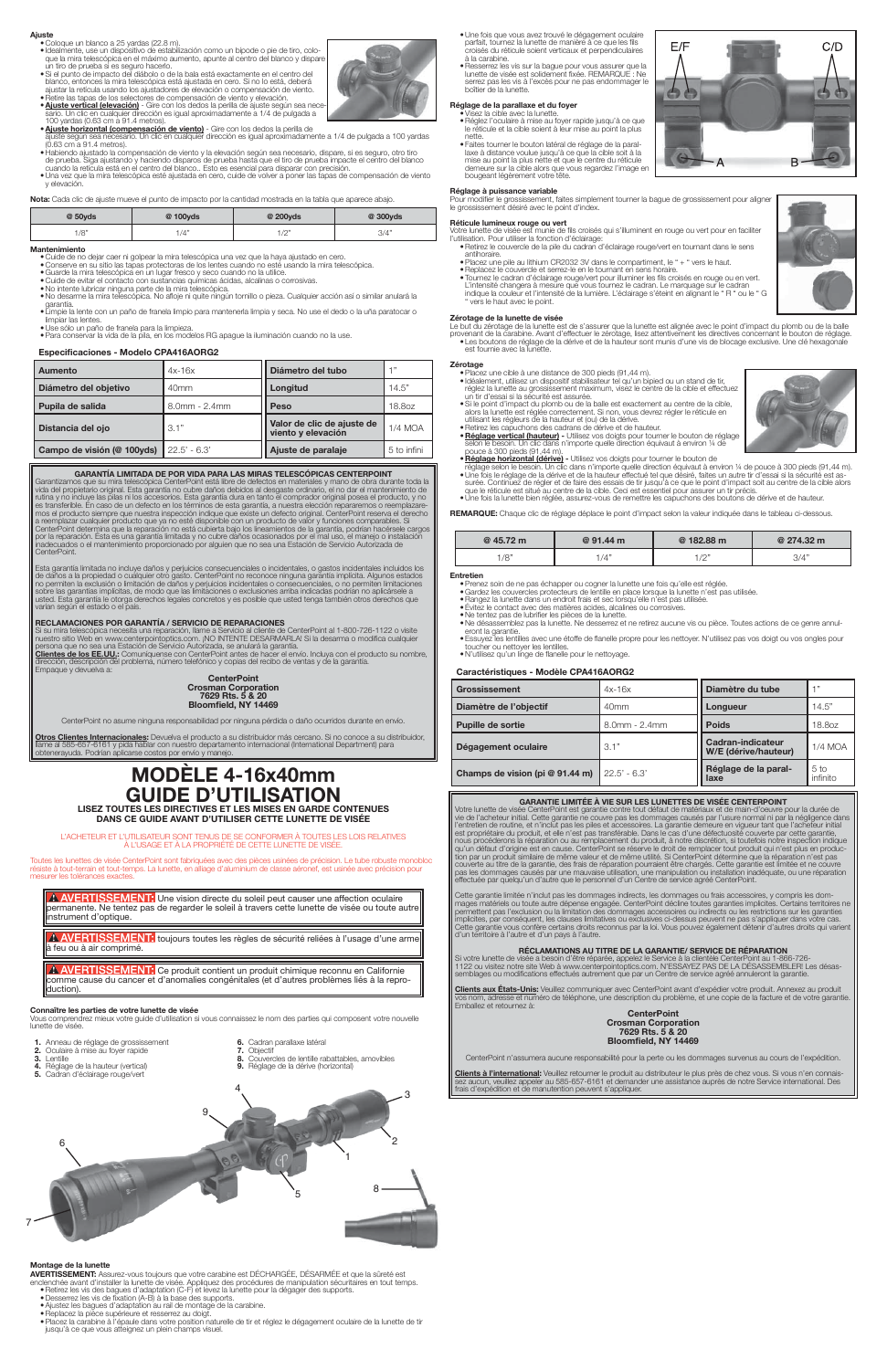### Ajuste

- Coloque un blanco a 25 yardas (22.8 m).
- Idealmente, use un dispositivo de estabilización como un bipode o pie de tiro, coloque la mira telescópica en el máximo aumento, apunte al centro del blanco y dispare un tiro de prueba si es seguro hacerlo.
- Si el punto de impacto del diábolo o de la bala está exactamente en el centro del blanco, entonces la mira telescópica está ajustada en cero. Si no lo está, deberá ajustar la retícula usando los ajustadores de elevación o compensación de viento.
- Retire las tapas de los selectores de compensación de viento y elevación.
- **Ajuste vertical (elevación)** - Gire con los dedos la perilla de ajuste según sea necesario. Un clic en cualquier dirección es igual aproximadamente a 1/4 de pulgada a 100 yardas (0.63 cm a 91.4 metros).
- **Ajuste horizontal (compensación de viento)** - Gire con los dedos la perilla de ajuste según sea necesario. Un clic en cualquier dirección es igual aproximadamente a 1/4 de pulgada a 100 yardas (0.63 cm a 91.4 metros).
- Habiendo ajustado la compensación de viento y la elevación según sea necesario, dispare, si es seguro, otro tiro de prueba. Siga ajustando y haciendo disparos de prueba hasta que el tiro de prueba impacte el centro del blanco cuando la retícula está en el centro del blanco.. Esto es esencial para disparar con precisión.
- Una vez que la mira telescópica esté ajustada en cero, cuide de volver a poner las tapas de compensación de viento y elevación.

**Nota:** Cada clic de ajuste mueve el punto de impacto por la cantidad mostrada en la tabla que aparece abajo.

| @ 50yds | @ 100yds | @ 200yds | @ 300yds |
|---|---|---|---|
| 1/8" | 1/4" | 1/2" | 3/4" |

### Mantenimiento

- Cuide de no dejar caer ni golpear la mira telescópica una vez que la haya ajustado en cero.
- Conserve en su sitio las tapas protectoras de los lentes cuando no esté usando la mira telescópica.
- Guarde la mira telescópica en un lugar fresco y seco cuando no la utilice.
- Cuide de evitar el contacto con sustancias químicas ácidas, alcalinas o corrosivas.
- No intente lubricar ninguna parte de la mira telescópica.
- No desarme la mira telescópica. No afloje ni quite ningún tornillo o pieza. Cualquier acción así o similar anulará la garantía.
- Limpie la lente con un paño de franela limpio para mantenerla limpia y seca. No use el dedo o la uña paratocar o limpiar las lentes.
- Use sólo un paño de franela para la limpieza.
- Para conservar la vida de la pila, en los modelos RG apague la iluminación cuando no la use.

### Especificaciones - Modelo CPA416AORG2

| | | | |
|---|---|---|---|
| **Aumento** | 4x-16x | **Diámetro del tubo** | 1" |
| **Diámetro del objetivo** | 40mm | **Longitud** | 14.5" |
| **Pupila de salida** | 8.0mm - 2.4mm | **Peso** | 18.8oz |
| **Distancia del ojo** | 3.1" | **Valor de clic de ajuste de viento y elevación** | 1/4 MOA |
| **Campo de visión (@ 100yds)** | 22.5' - 6.3' | **Ajuste de paralaje** | 5 to infini |

**GARANTÍA LIMITADA DE POR VIDA PARA LAS MIRAS TELESCÓPICAS CENTERPOINT**

Garantizamos que su mira telescópica CenterPoint está libre de defectos en materiales y mano de obra durante toda la vida del propietario original. Esta garantía no cubre daños debidos al desgaste ordinario, el uso de mantenimiento de rutina y no incluye las pilas ni los accesorios. Esta garantía dura en tanto el comprador original posea el producto, y no es transferible. En caso de un defecto en los términos de esta garantía, a nuestra elección repararemos o reemplazaremos el producto siempre que nuestra inspección indique que existe un defecto original. CenterPoint reserva el derecho a reemplazar cualquier producto que ya no esté disponible con un producto de valor y funciones comparables. Si CenterPoint determina que la reparación no está cubierta bajo los lineamientos de la garantía, podrían hacérsele cargos por la reparación. Esta es una garantía limitada y no cubre daños ocasionados por el mal uso, el manejo o instalación inadecuados o el mantenimiento proporcionado por alguien que no sea una Estación de Servicio Autorizada de CenterPoint.

Esta garantía limitada no incluye daños y perjuicios consecuenciales o incidentales, o gastos incidentales incluidos los de daños a la propiedad o cualquier otro gasto. CenterPoint no reconoce ninguna garantía implícita. Algunos estados no permiten la exclusión o limitación de daños y perjuicios incidentales o consecuenciales, o no permiten limitaciones sobre las garantías implícitas, de modo que las limitaciones o exclusiones arriba indicadas podrían no aplicársele a usted. Esta garantía le otorga derechos legales concretos y es posible que usted tenga también otros derechos que varían según el estado o el país.

**RECLAMACIONES POR GARANTÍA / SERVICIO DE REPARACIONES**

Si su mira telescópica necesita una reparación, llame a Servicio al cliente de CenterPoint al 1-800-726-1122 o visite nuestro sitio Web en www.centerpointoptics.com. (NO INTENTE DESARMARLA) Si la desarma o modifica cualquier persona que no sea una Estación de Servicio Autorizada, se anulará la garantía.

**Clientes de los EE.UU.:** Comuníquense con CenterPoint antes de hacer el envío. Incluya con el producto su nombre, dirección, descripción del problema, número telefónico y copias del recibo de ventas y de la garantía.

Empaque y devuelva a:

**CenterPoint**
**Crosman Corporation**
**7629 Rts. 5 & 20**
**Bloomfield, NY 14469**

CenterPoint no asume ninguna responsabilidad por ninguna pérdida o daño ocurridos durante en envío.

**Otros Clientes Internacionales:** Devuelva el producto a su distribuidor más cercano. Si no conoce a su distribuidor, llame al 585-657-6161 y pida hablar con nuestro departamento internacional (International Department) para obtenerayuda. Podrían aplicarse costos por envío y manejo.

# MODÈLE 4-16x40mm GUIDE D'UTILISATION

**LISEZ TOUTES LES DIRECTIVES ET LES MISES EN GARDE CONTENUES DANS CE GUIDE AVANT D'UTILISER CETTE LUNETTE DE VISÉE**

L'ACHETEUR ET L'UTILISATEUR SONT TENUS DE SE CONFORMER À TOUTES LES LOIS RELATIVES À L'USAGE ET À LA PROPRIÉTÉ DE CETTE LUNETTE DE VISÉE.

Toutes les lunettes de visée CenterPoint sont fabriquées avec des pièces usinées de précision. Le tube robuste monobloc résiste à tout-terrain et tout-temps. La lunette, en alliage d'aluminium de classe aéronef, est usinée avec précision pour mesurer les tolérances exactes.

**⚠ AVERTISSEMENT:** Une vision directe du soleil peut causer une affection oculaire permanente. Ne tentez pas de regarder le soleil à travers cette lunette de visée ou autre instrument d'optique.

**⚠ AVERTISSEMENT:** toujours toutes les règles de sécurité reliées à l'usage d'une arme à feu ou à air comprimé.

**⚠ AVERTISSEMENT:** Ce produit contient un produit chimique reconnu en Californie comme cause du cancer et d'anomalies congénitales (et d'autres problèmes liés à la reproduction).

### Connaître les parties de votre lunette de visée

Vous comprendrez mieux votre guide d'utilisation si vous connaissez le nom des parties qui composent votre nouvelle lunette de visée.

1. Anneau de réglage de grossissement
2. Oculaire à mise au foyer rapide
3. Lentille
4. Réglage de la hauteur (vertical)
5. Cadran d'éclairage rouge/vert
6. Cadran parallaxe latéral
7. Objectif
8. Couvercles de lentille rabattables, amovibles
9. Réglage de la dérive (horizontal)

### Montage de la lunette

**AVERTISSEMENT:** Assurez-vous toujours que votre carabine est DÉCHARGÉE, DÉSARMÉE et que la sûreté est enclenchée avant d'installer la lunette de visée. Appliquez des procédures de manipulation sécuritaires en tout temps.

- Retirez les vis des bagues d'adaptation (C-F) et levez la lunette pour la dégager des supports.
- Desserrez les vis de fixation (A-B) à la base des supports.
- Ajustez les bagues d'adaptation au rail de montage de la carabine.
- Replacez la pièce supérieure et resserrez au doigt.
- Placez la carabine à l'épaule dans votre position naturelle de tir et réglez le dégagement oculaire de la lunette de tir jusqu'à ce que vous atteigniez un plein champs visuel.
- Une fois que vous avez trouvé le dégagement oculaire parfait, tournez la lunette de manière à ce que les fils croisés du réticule soient verticaux et perpendiculaires à la carabine.
- Resserrez les vis sur la bague pour vous assurer que la lunette de visée est solidement fixée. REMARQUE : Ne serrez pas les vis à l'excès pour ne pas endommager le boîtier de la lunette.

### Réglage de la parallaxe et du foyer

- Visez la cible avec la lunette.
- Réglez l'oculaire à mise au foyer rapide jusqu'à ce que le réticule et la cible soient à leur mise au point la plus nette.
- Faites tourner le bouton latéral de réglage de la parallaxe à distance voulue jusqu'à ce que la cible soit à la mise au point la plus nette et que le centre du réticule demeure sur la cible alors que vous regardez l'image en bougeant légèrement votre tête.

### Réglage à puissance variable

Pour modifier le grossissement, faites simplement tourner la bague de grossissement pour aligner le grossissement désiré avec le point d'index.

### Réticule lumineux rouge ou vert

Votre lunette de visée est munie de fils croisés qui s'illuminent en rouge ou vert pour en faciliter l'utilisation. Pour utiliser la fonction d'éclairage:

- Retirez le couvercle de la pile du cadran d'éclairage rouge/vert en tournant dans le sens antihoraire.
- Placez une pile au lithium CR2032 3V dans le compartiment, le " + " vers le haut.
- Replacez le couvercle et serrez-le en le tournant en sens horaire.
- Tournez le cadran d'éclairage rouge/vert pour illuminer les fils croisés en rouge ou en vert. L'intensité changera à mesure que vous tournez le cadran. Le marquage sur le cadran indique la couleur et l'intensité de la lumière. L'éclairage s'éteint en alignant le " R " ou le " G " vers le haut avec le point.

### Zérotage de la lunette de visée

Le but du zérotage de la lunette est de s'assurer que la lunette est alignée avec le point d'impact du plomb ou de la balle provenant de la carabine. Avant d'effectuer le zérotage, lisez attentivement les directives concernant le bouton de réglage.

- Les boutons de réglage de la dérive et de la hauteur sont munis d'une vis de blocage exclusive. Une clé hexagonale est fournie avec la lunette.

### Zérotage

- Placez une cible à une distance de 300 pieds (91,44 m).
- Idéalement, utilisez un dispositif stabilisateur tel qu'un bipied ou un stand de tir, réglez la lunette au grossissement maximum, visez le centre de la cible et effectuez un tir d'essai si la sécurité est assurée.
- Si le point d'impact du plomb ou de la balle est exactement au centre de la cible, alors la lunette est réglée correctement. Si non, vous devrez régler le réticule en utilisant les régleurs de la hauteur et (ou) de la dérive.
- Retirez les capuchons des cadrans de dérive et de hauteur.
- **Réglage vertical (hauteur)** - Utilisez vos doigts pour tourner le bouton de réglage selon le besoin. Un clic dans n'importe quelle direction équivaut à environ ¼ de pouce à 300 pieds (91,44 m).
- **Réglage horizontal (dérive)** - Utilisez vos doigts pour tourner le bouton de réglage selon le besoin. Un clic dans n'importe quelle direction équivaut à environ ¼ de pouce à 300 pieds (91,44 m).
- Une fois le réglage de la dérive et de la hauteur effectué tel que désiré, faites un autre tir d'essai si la sécurité est assurée. Continuez de régler et de faire des essais de tir jusqu'à ce que le point d'impact soit au centre de la cible alors que le réticule est situé au centre de la cible. Ceci est essentiel pour assurer un tir précis.
- Une fois la lunette bien réglée, assurez-vous de remettre les capuchons des boutons de dérive et de hauteur.

**REMARQUE:** Chaque clic de réglage déplace le point d'impact selon la valeur indiquée dans le tableau ci-dessous.

| @ 45.72 m | @ 91.44 m | @ 182.88 m | @ 274.32 m |
|---|---|---|---|
| 1/8" | 1/4" | 1/2" | 3/4" |

### Entretien

- Prenez soin de ne pas échapper ou cogner la lunette une fois qu'elle est réglée.
- Gardez les couvercles protecteurs de lentille en place lorsque la lunette n'est pas utilisée.
- Rangez la lunette dans un endroit frais et sec lorsqu'elle n'est pas utilisée.
- Évitez le contact avec des matières acides, alcalines ou corrosives.
- Ne tentez pas de lubrifier les pièces de la lunette.
- Ne désassemblez pas la lunette. Ne desserrez et ne retirez aucune vis ou pièce. Toutes actions de ce genre annuleront la garantie.
- Essuyez les lentilles avec une étoffe de flanelle propre pour les nettoyer. N'utilisez pas vos doigt ou vos ongles pour toucher ou nettoyer les lentilles.
- N'utilisez qu'un linge de flanelle pour le nettoyage.

### Caractéristiques - Modèle CPA416AORG2

| | | | |
|---|---|---|---|
| **Grossissement** | 4x-16x | **Diamètre du tube** | 1" |
| **Diamètre de l'objectif** | 40mm | **Longueur** | 14.5" |
| **Pupille de sortie** | 8.0mm - 2.4mm | **Poids** | 18.8oz |
| **Dégagement oculaire** | 3.1" | **Cadran-indicateur W/E (dérive/hauteur)** | 1/4 MOA |
| **Champs de vision (pi @ 91.44 m)** | 22.5' - 6.3' | **Réglage de la parallaxe** | 5 to infinito |

**GARANTIE LIMITÉE À VIE SUR LES LUNETTES DE VISÉE CENTERPOINT**

Votre lunette de visée CenterPoint est garantie contre tout défaut de matériaux et de main-d'oeuvre pour la durée de vie de l'acheteur initial. Cette garantie ne couvre pas les dommages causés par l'usure normal ni par la négligence dans l'entretien de routine, et n'inclut pas les piles et les accessoires. La garantie demeure en vigueur tant que l'acheteur initial est propriétaire du produit, et elle n'est pas transférable. Dans le cas d'une défectuosité couverte par cette garantie, nous procéderons à la réparation ou au remplacement du produit, à notre discrétion, si toutefois notre inspection indique qu'un défaut d'origine est en cause. CenterPoint se réserve le droit de remplacer tout produit qui n'est plus en production par un produit similaire de même valeur et de même utilité. Si CenterPoint détermine que la réparation n'est pas couverte au titre de la garantie, des frais de réparation pourraient être chargés. Cette garantie est limitée et ne couvre pas les dommages causés par une mauvaise utilisation, une manipulation ou installation inadéquate, ou une réparation effectuée par quelqu'un d'autre que le personnel d'un Centre de service agréé CenterPoint.

Cette garantie limitée n'inclut pas les dommages indirects, les dommages ou frais accessoires, y compris les dommages matériels ou toute autre dépense engagée. CenterPoint décline toutes garanties implicites. Certains territoires ne permettent pas l'exclusion ou la limitation des dommages accessoires ou indirects ou les restrictions sur les garanties implicites, par conséquent, les clauses limitatives ou exclusives ci-dessus peuvent ne pas s'appliquer dans votre cas. Cette garantie vous confère certains droits reconnus par la loi. Vous pouvez également détenir d'autres droits qui varient d'un territoire à l'autre et d'un pays à l'autre.

**RÉCLAMATIONS AU TITRE DE LA GARANTIE/ SERVICE DE RÉPARATION**

Si votre lunette de visée a besoin d'être réparée, appelez le Service à la clientèle CenterPoint au 1-866-726-1122 ou visitez notre site Web à www.centerpointoptics.com. N'ESSAYEZ PAS DE LA DÉSASSEMBLER! Les désassemblages ou modifications effectués autrement que par un Centre de service agréé annuleront la garantie.

**Clients aux États-Unis:** Veuillez communiquer avec CenterPoint avant d'expédier votre produit. Annexez au produit vos nom, adresse et numéro de téléphone, une description du problème, et une copie de la facture et de votre garantie. Emballez et retournez à:

**CenterPoint**
**Crosman Corporation**
**7629 Rts. 5 & 20**
**Bloomfield, NY 14469**

CenterPoint n'assumera aucune responsabilité pour la perte ou les dommages survenus au cours de l'expédition.

**Clients à l'international:** Veuillez retourner le produit au distributeur le plus près de chez vous. Si vous n'en connaissez aucun, veuillez appeler au 585-657-6161 et demander une assistance auprès de notre Service international. Des frais d'expédition et de manutention peuvent s'appliquer.